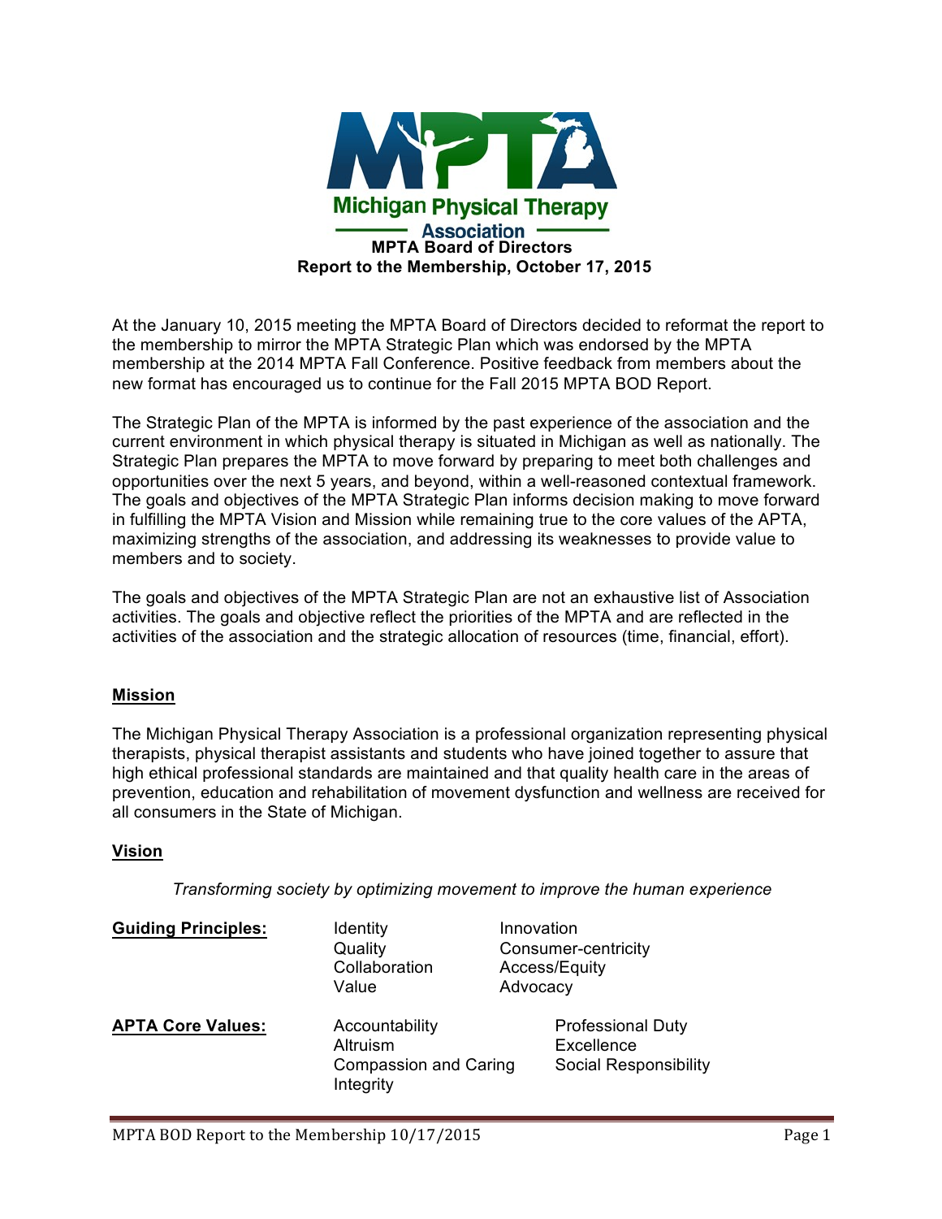Michigan Physical Therapy Association

# MPTA Board of Directors
## Report to the Membership, October 17, 2015

At the January 10, 2015 meeting the MPTA Board of Directors decided to reformat the report to the membership to mirror the MPTA Strategic Plan which was endorsed by the MPTA membership at the 2014 MPTA Fall Conference. Positive feedback from members about the new format has encouraged us to continue for the Fall 2015 MPTA BOD Report.

The Strategic Plan of the MPTA is informed by the past experience of the association and the current environment in which physical therapy is situated in Michigan as well as nationally. The Strategic Plan prepares the MPTA to move forward by preparing to meet both challenges and opportunities over the next 5 years, and beyond, within a well-reasoned contextual framework. The goals and objectives of the MPTA Strategic Plan informs decision making to move forward in fulfilling the MPTA Vision and Mission while remaining true to the core values of the APTA, maximizing strengths of the association, and addressing its weaknesses to provide value to members and to society.

The goals and objectives of the MPTA Strategic Plan are not an exhaustive list of Association activities. The goals and objective reflect the priorities of the MPTA and are reflected in the activities of the association and the strategic allocation of resources (time, financial, effort).

### Mission

The Michigan Physical Therapy Association is a professional organization representing physical therapists, physical therapist assistants and students who have joined together to assure that high ethical professional standards are maintained and that quality health care in the areas of prevention, education and rehabilitation of movement dysfunction and wellness are received for all consumers in the State of Michigan.

### Vision

*Transforming society by optimizing movement to improve the human experience*

**Guiding Principles:**

- Identity
- Quality
- Collaboration
- Value
- Innovation
- Consumer-centricity
- Access/Equity
- Advocacy

**APTA Core Values:**

- Accountability
- Altruism
- Compassion and Caring
- Integrity
- Professional Duty
- Excellence
- Social Responsibility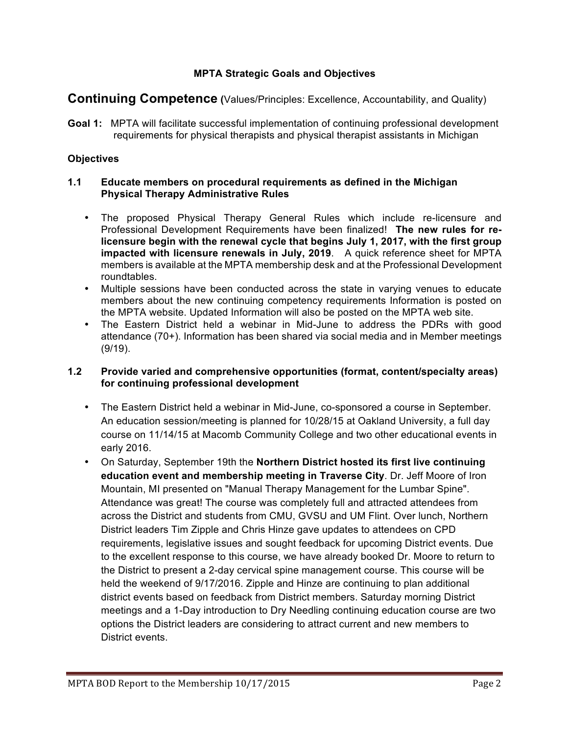**MPTA Strategic Goals and Objectives**

# Continuing Competence (Values/Principles: Excellence, Accountability, and Quality)

**Goal 1:** MPTA will facilitate successful implementation of continuing professional development requirements for physical therapists and physical therapist assistants in Michigan

**Objectives**

**1.1 Educate members on procedural requirements as defined in the Michigan Physical Therapy Administrative Rules**

- The proposed Physical Therapy General Rules which include re-licensure and Professional Development Requirements have been finalized! **The new rules for re-licensure begin with the renewal cycle that begins July 1, 2017, with the first group impacted with licensure renewals in July, 2019**. A quick reference sheet for MPTA members is available at the MPTA membership desk and at the Professional Development roundtables.
- Multiple sessions have been conducted across the state in varying venues to educate members about the new continuing competency requirements Information is posted on the MPTA website. Updated Information will also be posted on the MPTA web site.
- The Eastern District held a webinar in Mid-June to address the PDRs with good attendance (70+). Information has been shared via social media and in Member meetings (9/19).

**1.2 Provide varied and comprehensive opportunities (format, content/specialty areas) for continuing professional development**

- The Eastern District held a webinar in Mid-June, co-sponsored a course in September. An education session/meeting is planned for 10/28/15 at Oakland University, a full day course on 11/14/15 at Macomb Community College and two other educational events in early 2016.
- On Saturday, September 19th the **Northern District hosted its first live continuing education event and membership meeting in Traverse City**. Dr. Jeff Moore of Iron Mountain, MI presented on "Manual Therapy Management for the Lumbar Spine". Attendance was great! The course was completely full and attracted attendees from across the District and students from CMU, GVSU and UM Flint. Over lunch, Northern District leaders Tim Zipple and Chris Hinze gave updates to attendees on CPD requirements, legislative issues and sought feedback for upcoming District events. Due to the excellent response to this course, we have already booked Dr. Moore to return to the District to present a 2-day cervical spine management course. This course will be held the weekend of 9/17/2016. Zipple and Hinze are continuing to plan additional district events based on feedback from District members. Saturday morning District meetings and a 1-Day introduction to Dry Needling continuing education course are two options the District leaders are considering to attract current and new members to District events.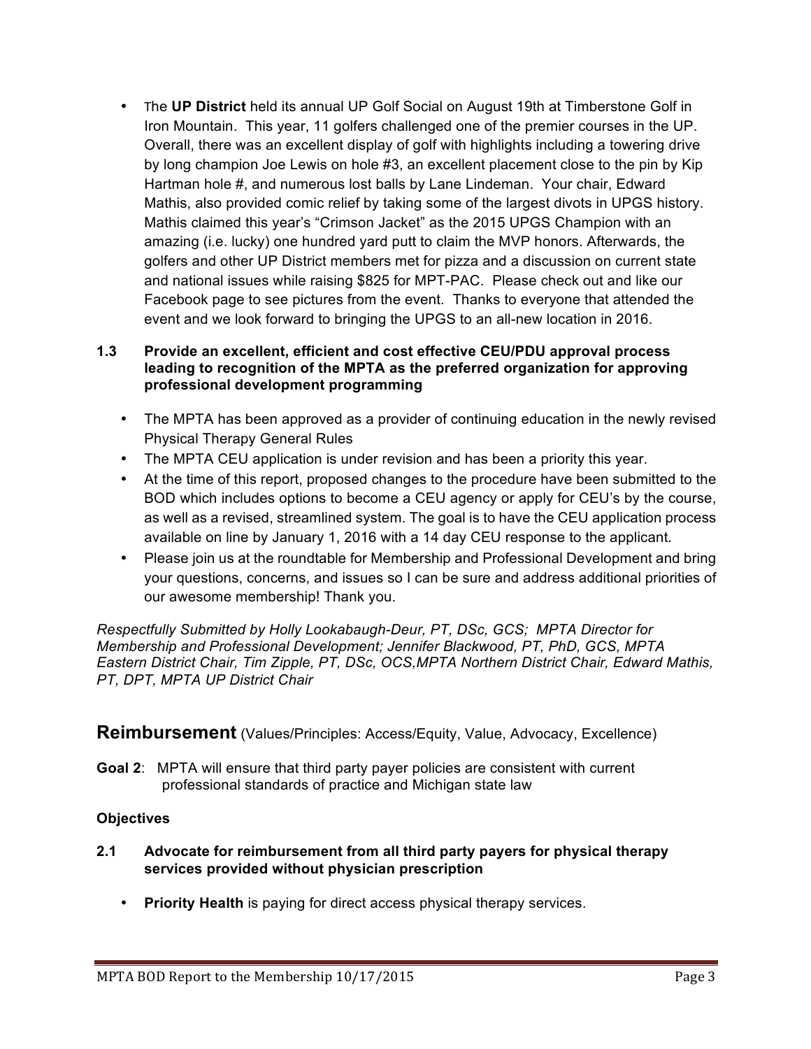- The **UP District** held its annual UP Golf Social on August 19th at Timberstone Golf in Iron Mountain. This year, 11 golfers challenged one of the premier courses in the UP. Overall, there was an excellent display of golf with highlights including a towering drive by long champion Joe Lewis on hole #3, an excellent placement close to the pin by Kip Hartman hole #, and numerous lost balls by Lane Lindeman. Your chair, Edward Mathis, also provided comic relief by taking some of the largest divots in UPGS history. Mathis claimed this year's "Crimson Jacket" as the 2015 UPGS Champion with an amazing (i.e. lucky) one hundred yard putt to claim the MVP honors. Afterwards, the golfers and other UP District members met for pizza and a discussion on current state and national issues while raising $825 for MPT-PAC. Please check out and like our Facebook page to see pictures from the event. Thanks to everyone that attended the event and we look forward to bringing the UPGS to an all-new location in 2016.

**1.3 Provide an excellent, efficient and cost effective CEU/PDU approval process leading to recognition of the MPTA as the preferred organization for approving professional development programming**

- The MPTA has been approved as a provider of continuing education in the newly revised Physical Therapy General Rules
- The MPTA CEU application is under revision and has been a priority this year.
- At the time of this report, proposed changes to the procedure have been submitted to the BOD which includes options to become a CEU agency or apply for CEU's by the course, as well as a revised, streamlined system. The goal is to have the CEU application process available on line by January 1, 2016 with a 14 day CEU response to the applicant.
- Please join us at the roundtable for Membership and Professional Development and bring your questions, concerns, and issues so I can be sure and address additional priorities of our awesome membership! Thank you.

*Respectfully Submitted by Holly Lookabaugh-Deur, PT, DSc, GCS; MPTA Director for Membership and Professional Development; Jennifer Blackwood, PT, PhD, GCS, MPTA Eastern District Chair, Tim Zipple, PT, DSc, OCS,MPTA Northern District Chair, Edward Mathis, PT, DPT, MPTA UP District Chair*

## **Reimbursement** (Values/Principles: Access/Equity, Value, Advocacy, Excellence)

**Goal 2**: MPTA will ensure that third party payer policies are consistent with current professional standards of practice and Michigan state law

**Objectives**

**2.1 Advocate for reimbursement from all third party payers for physical therapy services provided without physician prescription**

- **Priority Health** is paying for direct access physical therapy services.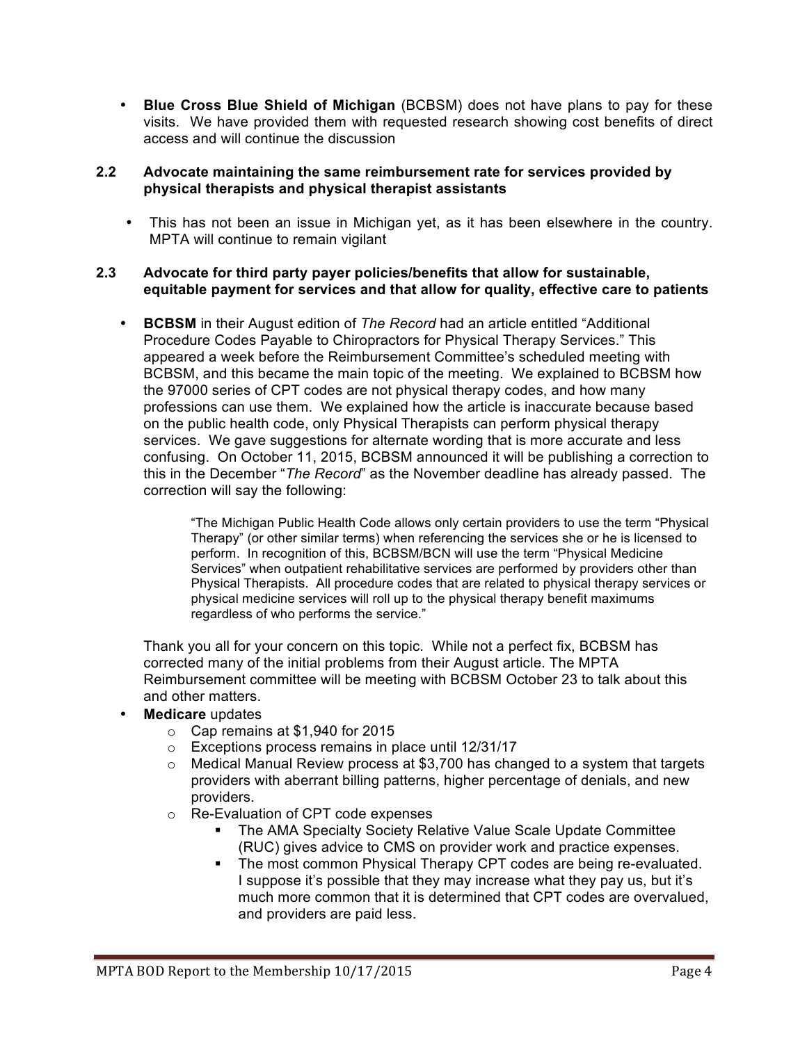- **Blue Cross Blue Shield of Michigan** (BCBSM) does not have plans to pay for these visits. We have provided them with requested research showing cost benefits of direct access and will continue the discussion

### 2.2 Advocate maintaining the same reimbursement rate for services provided by physical therapists and physical therapist assistants

- This has not been an issue in Michigan yet, as it has been elsewhere in the country. MPTA will continue to remain vigilant

### 2.3 Advocate for third party payer policies/benefits that allow for sustainable, equitable payment for services and that allow for quality, effective care to patients

- **BCBSM** in their August edition of *The Record* had an article entitled "Additional Procedure Codes Payable to Chiropractors for Physical Therapy Services." This appeared a week before the Reimbursement Committee's scheduled meeting with BCBSM, and this became the main topic of the meeting. We explained to BCBSM how the 97000 series of CPT codes are not physical therapy codes, and how many professions can use them. We explained how the article is inaccurate because based on the public health code, only Physical Therapists can perform physical therapy services. We gave suggestions for alternate wording that is more accurate and less confusing. On October 11, 2015, BCBSM announced it will be publishing a correction to this in the December "*The Record*" as the November deadline has already passed. The correction will say the following:

  > "The Michigan Public Health Code allows only certain providers to use the term "Physical Therapy" (or other similar terms) when referencing the services she or he is licensed to perform. In recognition of this, BCBSM/BCN will use the term "Physical Medicine Services" when outpatient rehabilitative services are performed by providers other than Physical Therapists. All procedure codes that are related to physical therapy services or physical medicine services will roll up to the physical therapy benefit maximums regardless of who performs the service."

  Thank you all for your concern on this topic. While not a perfect fix, BCBSM has corrected many of the initial problems from their August article. The MPTA Reimbursement committee will be meeting with BCBSM October 23 to talk about this and other matters.

- **Medicare** updates
  - Cap remains at $1,940 for 2015
  - Exceptions process remains in place until 12/31/17
  - Medical Manual Review process at $3,700 has changed to a system that targets providers with aberrant billing patterns, higher percentage of denials, and new providers.
  - Re-Evaluation of CPT code expenses
    - The AMA Specialty Society Relative Value Scale Update Committee (RUC) gives advice to CMS on provider work and practice expenses.
    - The most common Physical Therapy CPT codes are being re-evaluated. I suppose it's possible that they may increase what they pay us, but it's much more common that it is determined that CPT codes are overvalued, and providers are paid less.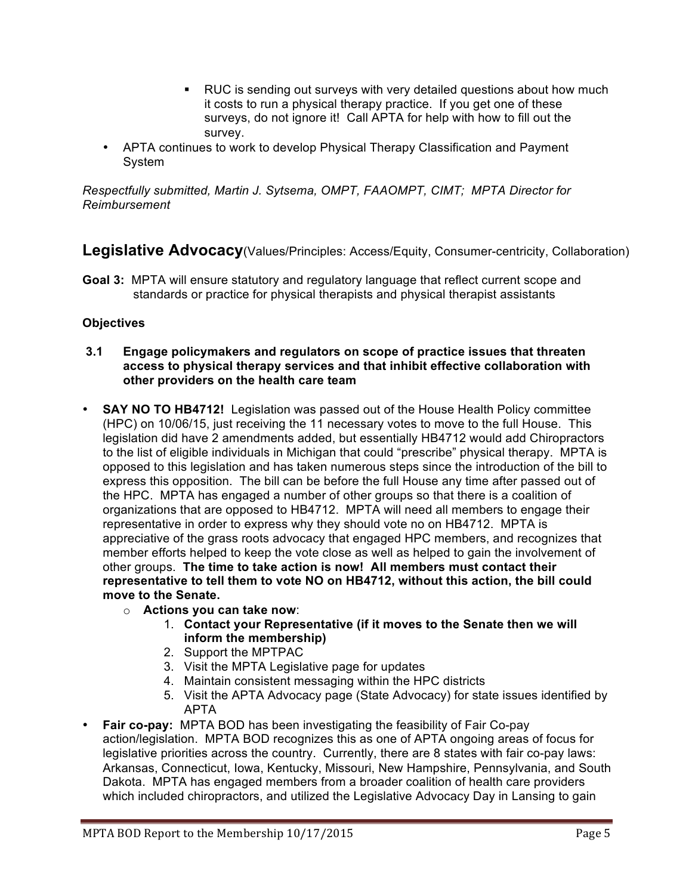- RUC is sending out surveys with very detailed questions about how much it costs to run a physical therapy practice. If you get one of these surveys, do not ignore it! Call APTA for help with how to fill out the survey.
- APTA continues to work to develop Physical Therapy Classification and Payment System

*Respectfully submitted, Martin J. Sytsema, OMPT, FAAOMPT, CIMT; MPTA Director for Reimbursement*

## Legislative Advocacy (Values/Principles: Access/Equity, Consumer-centricity, Collaboration)

**Goal 3:** MPTA will ensure statutory and regulatory language that reflect current scope and standards or practice for physical therapists and physical therapist assistants

**Objectives**

**3.1 Engage policymakers and regulators on scope of practice issues that threaten access to physical therapy services and that inhibit effective collaboration with other providers on the health care team**

- **SAY NO TO HB4712!** Legislation was passed out of the House Health Policy committee (HPC) on 10/06/15, just receiving the 11 necessary votes to move to the full House. This legislation did have 2 amendments added, but essentially HB4712 would add Chiropractors to the list of eligible individuals in Michigan that could "prescribe" physical therapy. MPTA is opposed to this legislation and has taken numerous steps since the introduction of the bill to express this opposition. The bill can be before the full House any time after passed out of the HPC. MPTA has engaged a number of other groups so that there is a coalition of organizations that are opposed to HB4712. MPTA will need all members to engage their representative in order to express why they should vote no on HB4712. MPTA is appreciative of the grass roots advocacy that engaged HPC members, and recognizes that member efforts helped to keep the vote close as well as helped to gain the involvement of other groups. **The time to take action is now! All members must contact their representative to tell them to vote NO on HB4712, without this action, the bill could move to the Senate.**
    - **Actions you can take now**:
        1. **Contact your Representative (if it moves to the Senate then we will inform the membership)**
        2. Support the MPTPAC
        3. Visit the MPTA Legislative page for updates
        4. Maintain consistent messaging within the HPC districts
        5. Visit the APTA Advocacy page (State Advocacy) for state issues identified by APTA
- **Fair co-pay:** MPTA BOD has been investigating the feasibility of Fair Co-pay action/legislation. MPTA BOD recognizes this as one of APTA ongoing areas of focus for legislative priorities across the country. Currently, there are 8 states with fair co-pay laws: Arkansas, Connecticut, Iowa, Kentucky, Missouri, New Hampshire, Pennsylvania, and South Dakota. MPTA has engaged members from a broader coalition of health care providers which included chiropractors, and utilized the Legislative Advocacy Day in Lansing to gain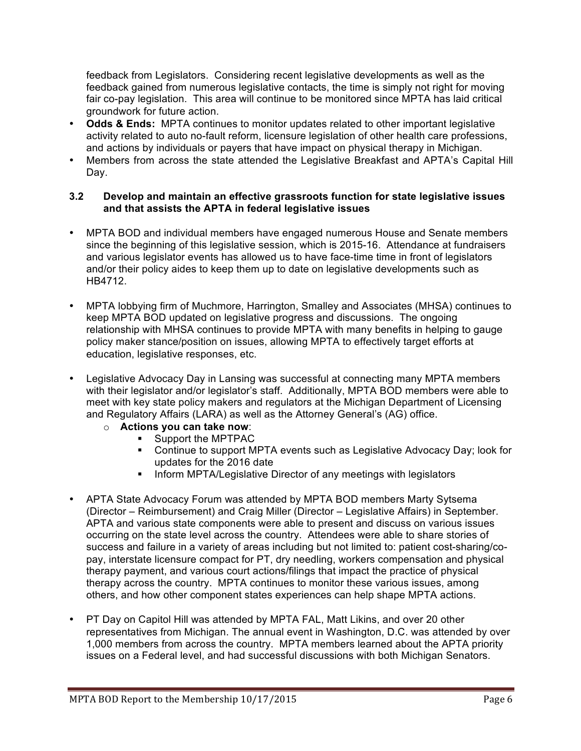feedback from Legislators. Considering recent legislative developments as well as the feedback gained from numerous legislative contacts, the time is simply not right for moving fair co-pay legislation. This area will continue to be monitored since MPTA has laid critical groundwork for future action.

- **Odds & Ends:** MPTA continues to monitor updates related to other important legislative activity related to auto no-fault reform, licensure legislation of other health care professions, and actions by individuals or payers that have impact on physical therapy in Michigan.
- Members from across the state attended the Legislative Breakfast and APTA's Capital Hill Day.

### 3.2 Develop and maintain an effective grassroots function for state legislative issues and that assists the APTA in federal legislative issues

- MPTA BOD and individual members have engaged numerous House and Senate members since the beginning of this legislative session, which is 2015-16. Attendance at fundraisers and various legislator events has allowed us to have face-time time in front of legislators and/or their policy aides to keep them up to date on legislative developments such as HB4712.

- MPTA lobbying firm of Muchmore, Harrington, Smalley and Associates (MHSA) continues to keep MPTA BOD updated on legislative progress and discussions. The ongoing relationship with MHSA continues to provide MPTA with many benefits in helping to gauge policy maker stance/position on issues, allowing MPTA to effectively target efforts at education, legislative responses, etc.

- Legislative Advocacy Day in Lansing was successful at connecting many MPTA members with their legislator and/or legislator's staff. Additionally, MPTA BOD members were able to meet with key state policy makers and regulators at the Michigan Department of Licensing and Regulatory Affairs (LARA) as well as the Attorney General's (AG) office.
  - **Actions you can take now**:
    - Support the MPTPAC
    - Continue to support MPTA events such as Legislative Advocacy Day; look for updates for the 2016 date
    - Inform MPTA/Legislative Director of any meetings with legislators

- APTA State Advocacy Forum was attended by MPTA BOD members Marty Sytsema (Director – Reimbursement) and Craig Miller (Director – Legislative Affairs) in September. APTA and various state components were able to present and discuss on various issues occurring on the state level across the country. Attendees were able to share stories of success and failure in a variety of areas including but not limited to: patient cost-sharing/co-pay, interstate licensure compact for PT, dry needling, workers compensation and physical therapy payment, and various court actions/filings that impact the practice of physical therapy across the country. MPTA continues to monitor these various issues, among others, and how other component states experiences can help shape MPTA actions.

- PT Day on Capitol Hill was attended by MPTA FAL, Matt Likins, and over 20 other representatives from Michigan. The annual event in Washington, D.C. was attended by over 1,000 members from across the country. MPTA members learned about the APTA priority issues on a Federal level, and had successful discussions with both Michigan Senators.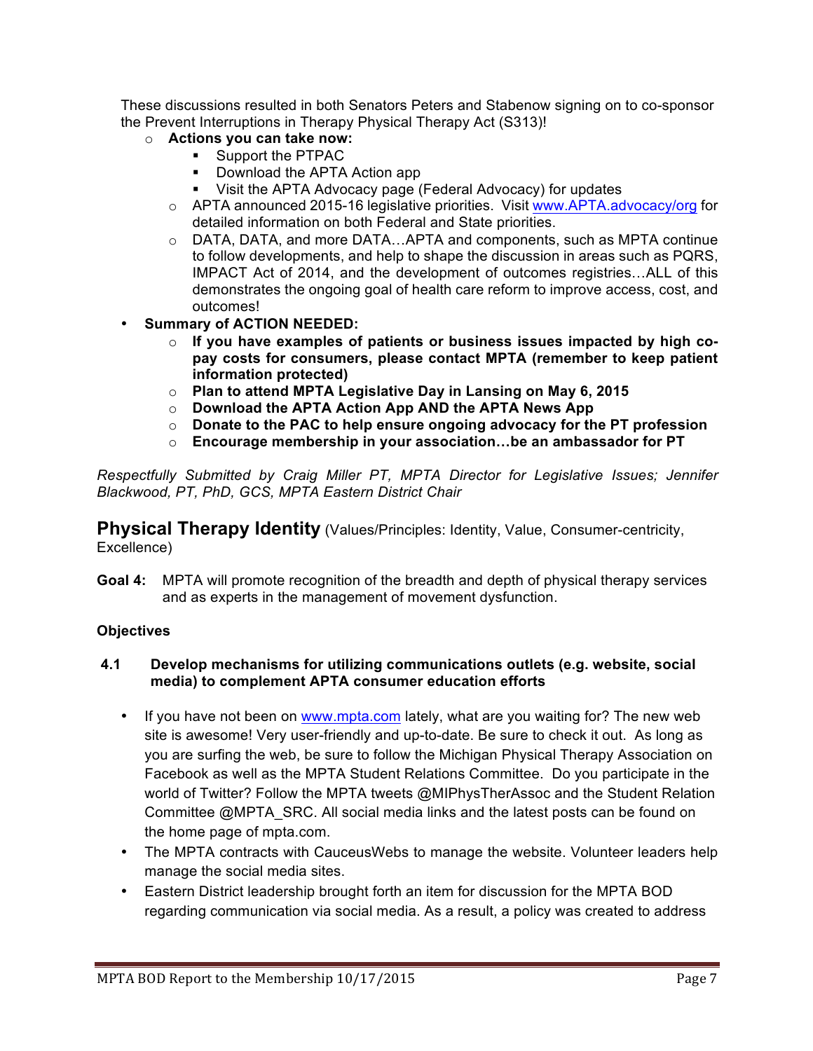These discussions resulted in both Senators Peters and Stabenow signing on to co-sponsor the Prevent Interruptions in Therapy Physical Therapy Act (S313)!

- **Actions you can take now:**
  - Support the PTPAC
  - Download the APTA Action app
  - Visit the APTA Advocacy page (Federal Advocacy) for updates
- APTA announced 2015-16 legislative priorities. Visit [www.APTA.advocacy/org](www.APTA.advocacy/org) for detailed information on both Federal and State priorities.
- DATA, DATA, and more DATA…APTA and components, such as MPTA continue to follow developments, and help to shape the discussion in areas such as PQRS, IMPACT Act of 2014, and the development of outcomes registries…ALL of this demonstrates the ongoing goal of health care reform to improve access, cost, and outcomes!

- **Summary of ACTION NEEDED:**
  - **If you have examples of patients or business issues impacted by high co-pay costs for consumers, please contact MPTA (remember to keep patient information protected)**
  - **Plan to attend MPTA Legislative Day in Lansing on May 6, 2015**
  - **Download the APTA Action App AND the APTA News App**
  - **Donate to the PAC to help ensure ongoing advocacy for the PT profession**
  - **Encourage membership in your association…be an ambassador for PT**

*Respectfully Submitted by Craig Miller PT, MPTA Director for Legislative Issues; Jennifer Blackwood, PT, PhD, GCS, MPTA Eastern District Chair*

## Physical Therapy Identity (Values/Principles: Identity, Value, Consumer-centricity, Excellence)

**Goal 4:** MPTA will promote recognition of the breadth and depth of physical therapy services and as experts in the management of movement dysfunction.

**Objectives**

**4.1 Develop mechanisms for utilizing communications outlets (e.g. website, social media) to complement APTA consumer education efforts**

- If you have not been on [www.mpta.com](www.mpta.com) lately, what are you waiting for? The new web site is awesome! Very user-friendly and up-to-date. Be sure to check it out. As long as you are surfing the web, be sure to follow the Michigan Physical Therapy Association on Facebook as well as the MPTA Student Relations Committee. Do you participate in the world of Twitter? Follow the MPTA tweets @MIPhysTherAssoc and the Student Relation Committee @MPTA_SRC. All social media links and the latest posts can be found on the home page of mpta.com.
- The MPTA contracts with CauceusWebs to manage the website. Volunteer leaders help manage the social media sites.
- Eastern District leadership brought forth an item for discussion for the MPTA BOD regarding communication via social media. As a result, a policy was created to address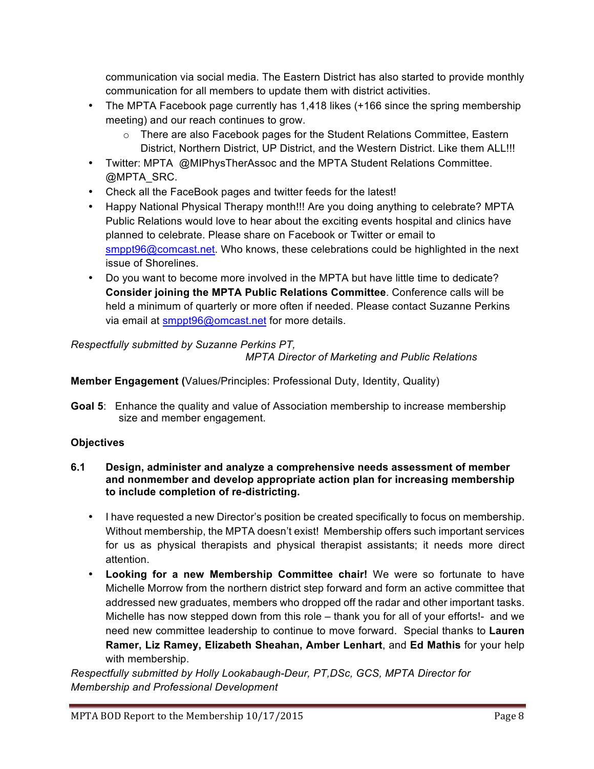communication via social media. The Eastern District has also started to provide monthly communication for all members to update them with district activities.

- The MPTA Facebook page currently has 1,418 likes (+166 since the spring membership meeting) and our reach continues to grow.
  - There are also Facebook pages for the Student Relations Committee, Eastern District, Northern District, UP District, and the Western District. Like them ALL!!!
- Twitter: MPTA @MIPhysTherAssoc and the MPTA Student Relations Committee. @MPTA_SRC.
- Check all the FaceBook pages and twitter feeds for the latest!
- Happy National Physical Therapy month!!! Are you doing anything to celebrate? MPTA Public Relations would love to hear about the exciting events hospital and clinics have planned to celebrate. Please share on Facebook or Twitter or email to smppt96@comcast.net. Who knows, these celebrations could be highlighted in the next issue of Shorelines.
- Do you want to become more involved in the MPTA but have little time to dedicate? **Consider joining the MPTA Public Relations Committee**. Conference calls will be held a minimum of quarterly or more often if needed. Please contact Suzanne Perkins via email at smppt96@omcast.net for more details.

*Respectfully submitted by Suzanne Perkins PT,*
*MPTA Director of Marketing and Public Relations*

**Member Engagement (**Values/Principles: Professional Duty, Identity, Quality)

**Goal 5**: Enhance the quality and value of Association membership to increase membership size and member engagement.

**Objectives**

**6.1 Design, administer and analyze a comprehensive needs assessment of member and nonmember and develop appropriate action plan for increasing membership to include completion of re-districting.**

- I have requested a new Director's position be created specifically to focus on membership. Without membership, the MPTA doesn't exist! Membership offers such important services for us as physical therapists and physical therapist assistants; it needs more direct attention.
- **Looking for a new Membership Committee chair!** We were so fortunate to have Michelle Morrow from the northern district step forward and form an active committee that addressed new graduates, members who dropped off the radar and other important tasks. Michelle has now stepped down from this role – thank you for all of your efforts!- and we need new committee leadership to continue to move forward. Special thanks to **Lauren Ramer, Liz Ramey, Elizabeth Sheahan, Amber Lenhart**, and **Ed Mathis** for your help with membership.

*Respectfully submitted by Holly Lookabaugh-Deur, PT,DSc, GCS, MPTA Director for Membership and Professional Development*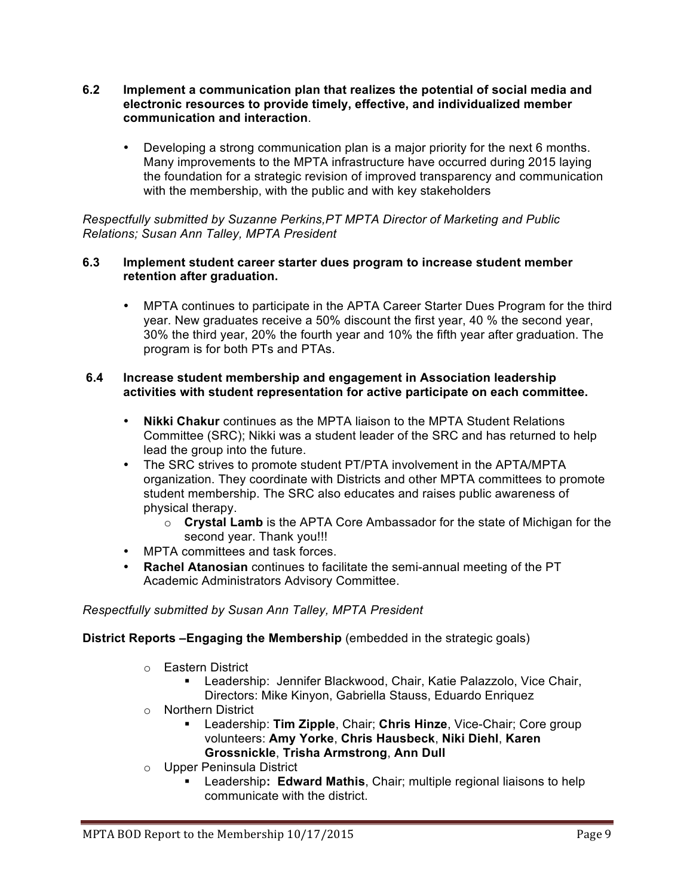**6.2 Implement a communication plan that realizes the potential of social media and electronic resources to provide timely, effective, and individualized member communication and interaction**.

- Developing a strong communication plan is a major priority for the next 6 months. Many improvements to the MPTA infrastructure have occurred during 2015 laying the foundation for a strategic revision of improved transparency and communication with the membership, with the public and with key stakeholders

*Respectfully submitted by Suzanne Perkins,PT MPTA Director of Marketing and Public Relations; Susan Ann Talley, MPTA President*

**6.3 Implement student career starter dues program to increase student member retention after graduation.**

- MPTA continues to participate in the APTA Career Starter Dues Program for the third year. New graduates receive a 50% discount the first year, 40 % the second year, 30% the third year, 20% the fourth year and 10% the fifth year after graduation. The program is for both PTs and PTAs.

**6.4 Increase student membership and engagement in Association leadership activities with student representation for active participate on each committee.**

- **Nikki Chakur** continues as the MPTA liaison to the MPTA Student Relations Committee (SRC); Nikki was a student leader of the SRC and has returned to help lead the group into the future.
- The SRC strives to promote student PT/PTA involvement in the APTA/MPTA organization. They coordinate with Districts and other MPTA committees to promote student membership. The SRC also educates and raises public awareness of physical therapy.
  - **Crystal Lamb** is the APTA Core Ambassador for the state of Michigan for the second year. Thank you!!!
- MPTA committees and task forces.
- **Rachel Atanosian** continues to facilitate the semi-annual meeting of the PT Academic Administrators Advisory Committee.

*Respectfully submitted by Susan Ann Talley, MPTA President*

**District Reports –Engaging the Membership** (embedded in the strategic goals)

- Eastern District
  - Leadership: Jennifer Blackwood, Chair, Katie Palazzolo, Vice Chair, Directors: Mike Kinyon, Gabriella Stauss, Eduardo Enriquez
- Northern District
  - Leadership: **Tim Zipple**, Chair; **Chris Hinze**, Vice-Chair; Core group volunteers: **Amy Yorke**, **Chris Hausbeck**, **Niki Diehl**, **Karen Grossnickle**, **Trisha Armstrong**, **Ann Dull**
- Upper Peninsula District
  - Leadership**: Edward Mathis**, Chair; multiple regional liaisons to help communicate with the district.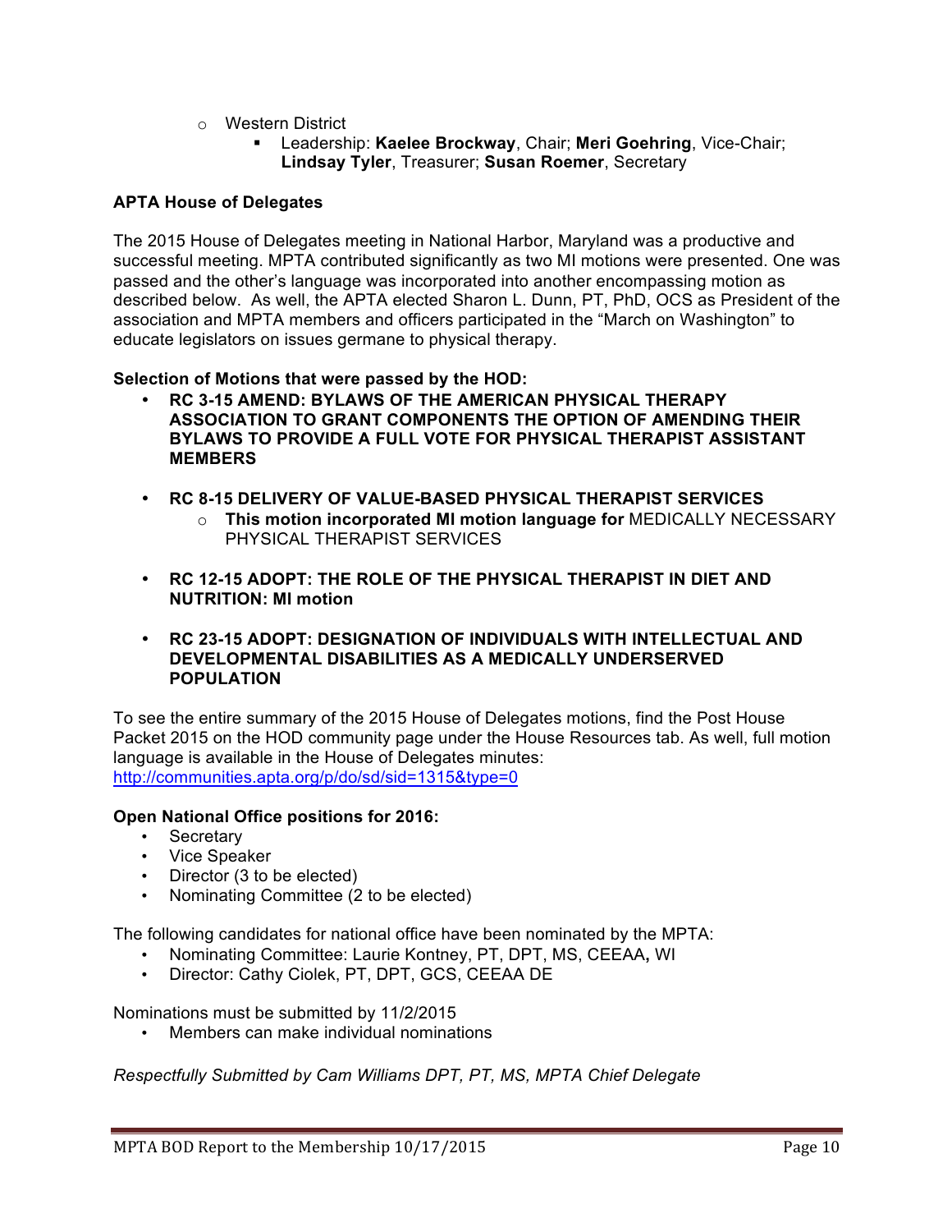- Western District
  - Leadership: **Kaelee Brockway**, Chair; **Meri Goehring**, Vice-Chair; **Lindsay Tyler**, Treasurer; **Susan Roemer**, Secretary

**APTA House of Delegates**

The 2015 House of Delegates meeting in National Harbor, Maryland was a productive and successful meeting. MPTA contributed significantly as two MI motions were presented. One was passed and the other's language was incorporated into another encompassing motion as described below. As well, the APTA elected Sharon L. Dunn, PT, PhD, OCS as President of the association and MPTA members and officers participated in the "March on Washington" to educate legislators on issues germane to physical therapy.

**Selection of Motions that were passed by the HOD:**

- **RC 3-15 AMEND: BYLAWS OF THE AMERICAN PHYSICAL THERAPY ASSOCIATION TO GRANT COMPONENTS THE OPTION OF AMENDING THEIR BYLAWS TO PROVIDE A FULL VOTE FOR PHYSICAL THERAPIST ASSISTANT MEMBERS**
- **RC 8-15 DELIVERY OF VALUE-BASED PHYSICAL THERAPIST SERVICES**
  - **This motion incorporated MI motion language for** MEDICALLY NECESSARY PHYSICAL THERAPIST SERVICES
- **RC 12-15 ADOPT: THE ROLE OF THE PHYSICAL THERAPIST IN DIET AND NUTRITION: MI motion**
- **RC 23-15 ADOPT: DESIGNATION OF INDIVIDUALS WITH INTELLECTUAL AND DEVELOPMENTAL DISABILITIES AS A MEDICALLY UNDERSERVED POPULATION**

To see the entire summary of the 2015 House of Delegates motions, find the Post House Packet 2015 on the HOD community page under the House Resources tab. As well, full motion language is available in the House of Delegates minutes: http://communities.apta.org/p/do/sd/sid=1315&type=0

**Open National Office positions for 2016:**

- Secretary
- Vice Speaker
- Director (3 to be elected)
- Nominating Committee (2 to be elected)

The following candidates for national office have been nominated by the MPTA:

- Nominating Committee: Laurie Kontney, PT, DPT, MS, CEEAA**,** WI
- Director: Cathy Ciolek, PT, DPT, GCS, CEEAA DE

Nominations must be submitted by 11/2/2015

- Members can make individual nominations

*Respectfully Submitted by Cam Williams DPT, PT, MS, MPTA Chief Delegate*